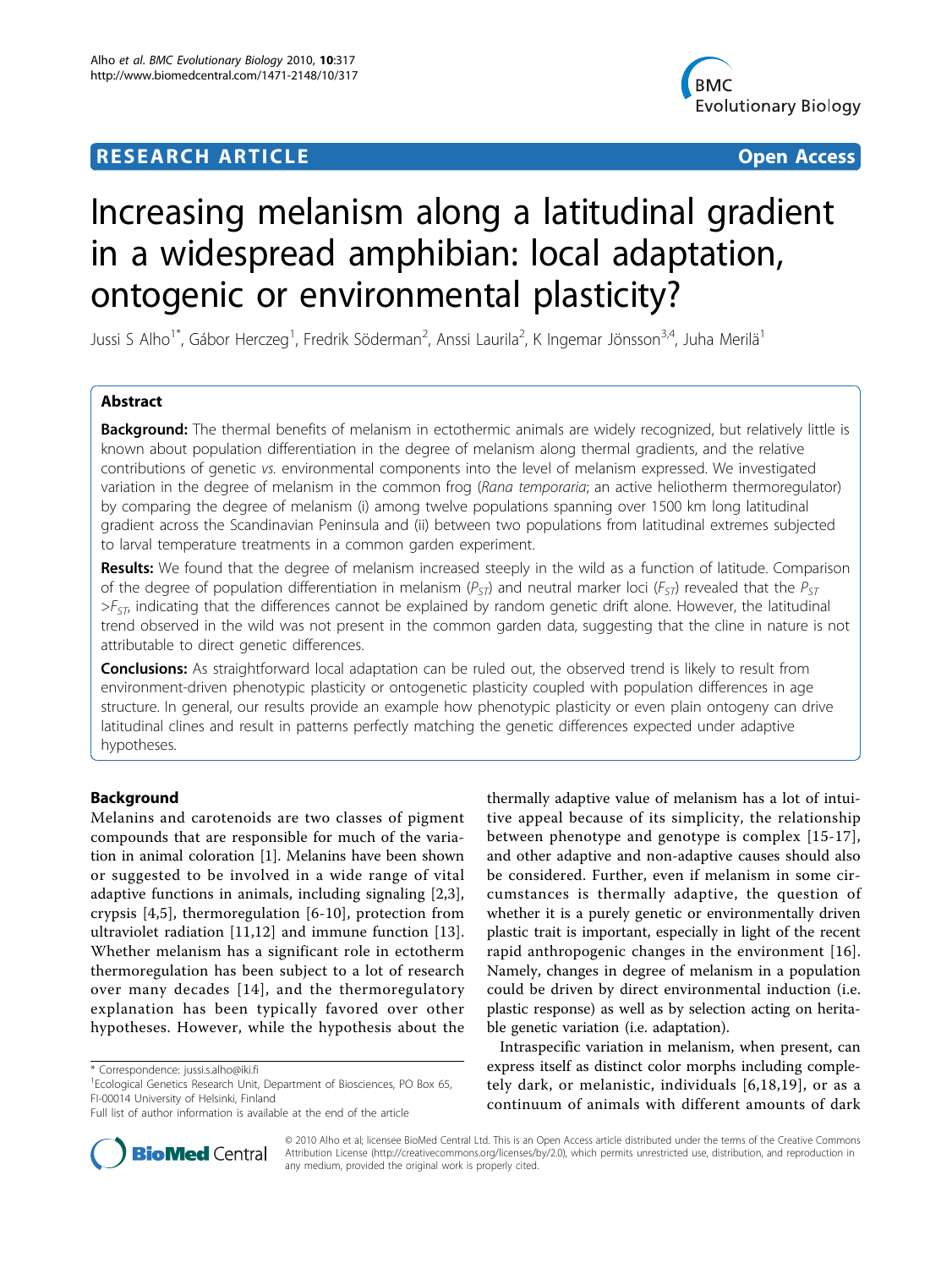**RESEARCH ARTICLE** **Open Access**

# Increasing melanism along a latitudinal gradient in a widespread amphibian: local adaptation, ontogenic or environmental plasticity?

Jussi S Alho[1*], Gábor Herczeg[1], Fredrik Söderman[2], Anssi Laurila[2], K Ingemar Jönsson[3,4], Juha Merilä[1]

## Abstract

**Background:** The thermal benefits of melanism in ectothermic animals are widely recognized, but relatively little is known about population differentiation in the degree of melanism along thermal gradients, and the relative contributions of genetic *vs.* environmental components into the level of melanism expressed. We investigated variation in the degree of melanism in the common frog (*Rana temporaria*; an active heliotherm thermoregulator) by comparing the degree of melanism (i) among twelve populations spanning over 1500 km long latitudinal gradient across the Scandinavian Peninsula and (ii) between two populations from latitudinal extremes subjected to larval temperature treatments in a common garden experiment.

**Results:** We found that the degree of melanism increased steeply in the wild as a function of latitude. Comparison of the degree of population differentiation in melanism ($P_{ST}$) and neutral marker loci ($F_{ST}$) revealed that the $P_{ST} > F_{ST}$, indicating that the differences cannot be explained by random genetic drift alone. However, the latitudinal trend observed in the wild was not present in the common garden data, suggesting that the cline in nature is not attributable to direct genetic differences.

**Conclusions:** As straightforward local adaptation can be ruled out, the observed trend is likely to result from environment-driven phenotypic plasticity or ontogenetic plasticity coupled with population differences in age structure. In general, our results provide an example how phenotypic plasticity or even plain ontogeny can drive latitudinal clines and result in patterns perfectly matching the genetic differences expected under adaptive hypotheses.

## Background

Melanins and carotenoids are two classes of pigment compounds that are responsible for much of the variation in animal coloration [1]. Melanins have been shown or suggested to be involved in a wide range of vital adaptive functions in animals, including signaling [2,3], crypsis [4,5], thermoregulation [6-10], protection from ultraviolet radiation [11,12] and immune function [13]. Whether melanism has a significant role in ectotherm thermoregulation has been subject to a lot of research over many decades [14], and the thermoregulatory explanation has been typically favored over other hypotheses. However, while the hypothesis about the thermally adaptive value of melanism has a lot of intuitive appeal because of its simplicity, the relationship between phenotype and genotype is complex [15-17], and other adaptive and non-adaptive causes should also be considered. Further, even if melanism in some circumstances is thermally adaptive, the question of whether it is a purely genetic or environmentally driven plastic trait is important, especially in light of the recent rapid anthropogenic changes in the environment [16]. Namely, changes in degree of melanism in a population could be driven by direct environmental induction (i.e. plastic response) as well as by selection acting on heritable genetic variation (i.e. adaptation).

Intraspecific variation in melanism, when present, can express itself as distinct color morphs including completely dark, or melanistic, individuals [6,18,19], or as a continuum of animals with different amounts of dark

\* Correspondence: jussi.s.alho@iki.fi
[1]Ecological Genetics Research Unit, Department of Biosciences, PO Box 65, FI-00014 University of Helsinki, Finland
Full list of author information is available at the end of the article

© 2010 Alho et al; licensee BioMed Central Ltd. This is an Open Access article distributed under the terms of the Creative Commons Attribution License (http://creativecommons.org/licenses/by/2.0), which permits unrestricted use, distribution, and reproduction in any medium, provided the original work is properly cited.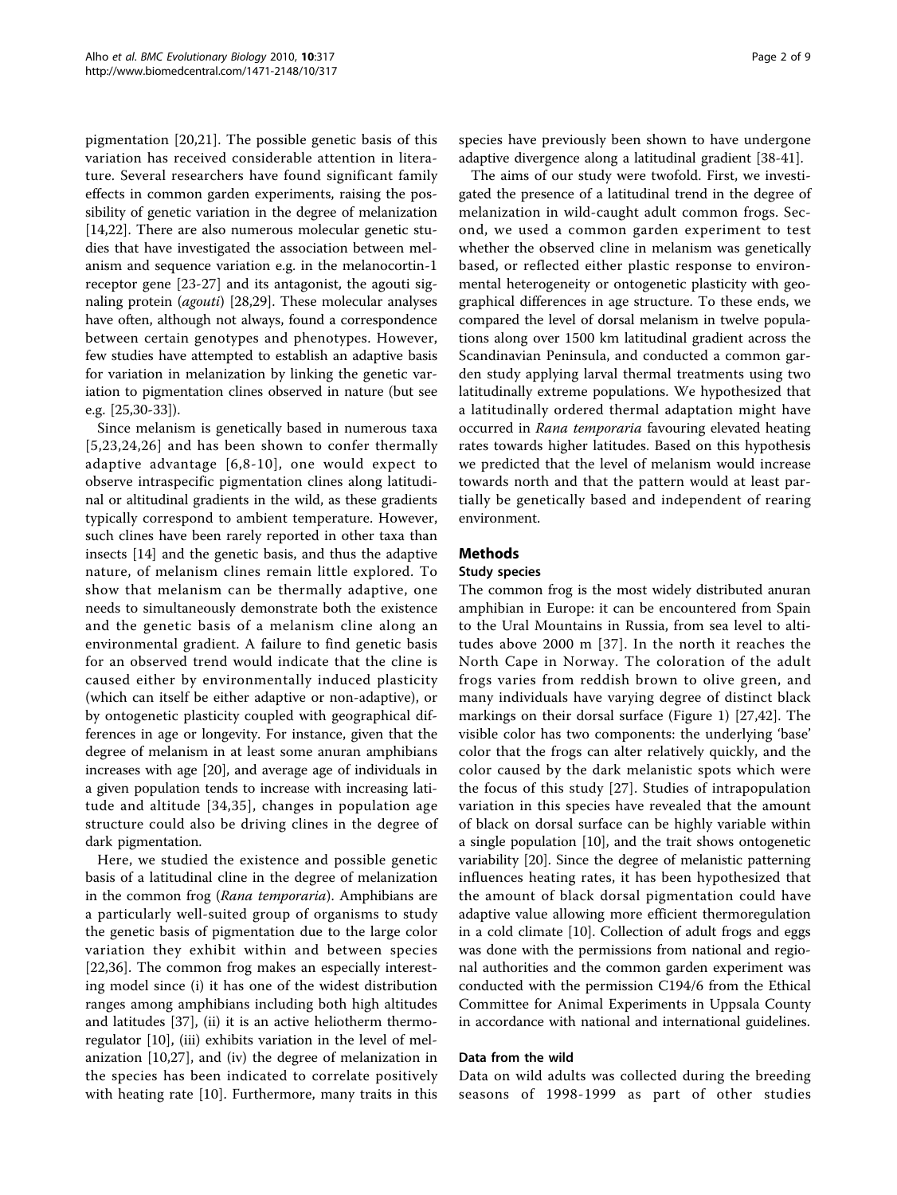pigmentation [20,21]. The possible genetic basis of this variation has received considerable attention in literature. Several researchers have found significant family effects in common garden experiments, raising the possibility of genetic variation in the degree of melanization [14,22]. There are also numerous molecular genetic studies that have investigated the association between melanism and sequence variation e.g. in the melanocortin-1 receptor gene [23-27] and its antagonist, the agouti signaling protein (*agouti*) [28,29]. These molecular analyses have often, although not always, found a correspondence between certain genotypes and phenotypes. However, few studies have attempted to establish an adaptive basis for variation in melanization by linking the genetic variation to pigmentation clines observed in nature (but see e.g. [25,30-33]).

Since melanism is genetically based in numerous taxa [5,23,24,26] and has been shown to confer thermally adaptive advantage [6,8-10], one would expect to observe intraspecific pigmentation clines along latitudinal or altitudinal gradients in the wild, as these gradients typically correspond to ambient temperature. However, such clines have been rarely reported in other taxa than insects [14] and the genetic basis, and thus the adaptive nature, of melanism clines remain little explored. To show that melanism can be thermally adaptive, one needs to simultaneously demonstrate both the existence and the genetic basis of a melanism cline along an environmental gradient. A failure to find genetic basis for an observed trend would indicate that the cline is caused either by environmentally induced plasticity (which can itself be either adaptive or non-adaptive), or by ontogenetic plasticity coupled with geographical differences in age or longevity. For instance, given that the degree of melanism in at least some anuran amphibians increases with age [20], and average age of individuals in a given population tends to increase with increasing latitude and altitude [34,35], changes in population age structure could also be driving clines in the degree of dark pigmentation.

Here, we studied the existence and possible genetic basis of a latitudinal cline in the degree of melanization in the common frog (*Rana temporaria*). Amphibians are a particularly well-suited group of organisms to study the genetic basis of pigmentation due to the large color variation they exhibit within and between species [22,36]. The common frog makes an especially interesting model since (i) it has one of the widest distribution ranges among amphibians including both high altitudes and latitudes [37], (ii) it is an active heliotherm thermoregulator [10], (iii) exhibits variation in the level of melanization [10,27], and (iv) the degree of melanization in the species has been indicated to correlate positively with heating rate [10]. Furthermore, many traits in this species have previously been shown to have undergone adaptive divergence along a latitudinal gradient [38-41].

The aims of our study were twofold. First, we investigated the presence of a latitudinal trend in the degree of melanization in wild-caught adult common frogs. Second, we used a common garden experiment to test whether the observed cline in melanism was genetically based, or reflected either plastic response to environmental heterogeneity or ontogenetic plasticity with geographical differences in age structure. To these ends, we compared the level of dorsal melanism in twelve populations along over 1500 km latitudinal gradient across the Scandinavian Peninsula, and conducted a common garden study applying larval thermal treatments using two latitudinally extreme populations. We hypothesized that a latitudinally ordered thermal adaptation might have occurred in *Rana temporaria* favouring elevated heating rates towards higher latitudes. Based on this hypothesis we predicted that the level of melanism would increase towards north and that the pattern would at least partially be genetically based and independent of rearing environment.

## Methods

### Study species

The common frog is the most widely distributed anuran amphibian in Europe: it can be encountered from Spain to the Ural Mountains in Russia, from sea level to altitudes above 2000 m [37]. In the north it reaches the North Cape in Norway. The coloration of the adult frogs varies from reddish brown to olive green, and many individuals have varying degree of distinct black markings on their dorsal surface (Figure 1) [27,42]. The visible color has two components: the underlying 'base' color that the frogs can alter relatively quickly, and the color caused by the dark melanistic spots which were the focus of this study [27]. Studies of intrapopulation variation in this species have revealed that the amount of black on dorsal surface can be highly variable within a single population [10], and the trait shows ontogenetic variability [20]. Since the degree of melanistic patterning influences heating rates, it has been hypothesized that the amount of black dorsal pigmentation could have adaptive value allowing more efficient thermoregulation in a cold climate [10]. Collection of adult frogs and eggs was done with the permissions from national and regional authorities and the common garden experiment was conducted with the permission C194/6 from the Ethical Committee for Animal Experiments in Uppsala County in accordance with national and international guidelines.

### Data from the wild

Data on wild adults was collected during the breeding seasons of 1998-1999 as part of other studies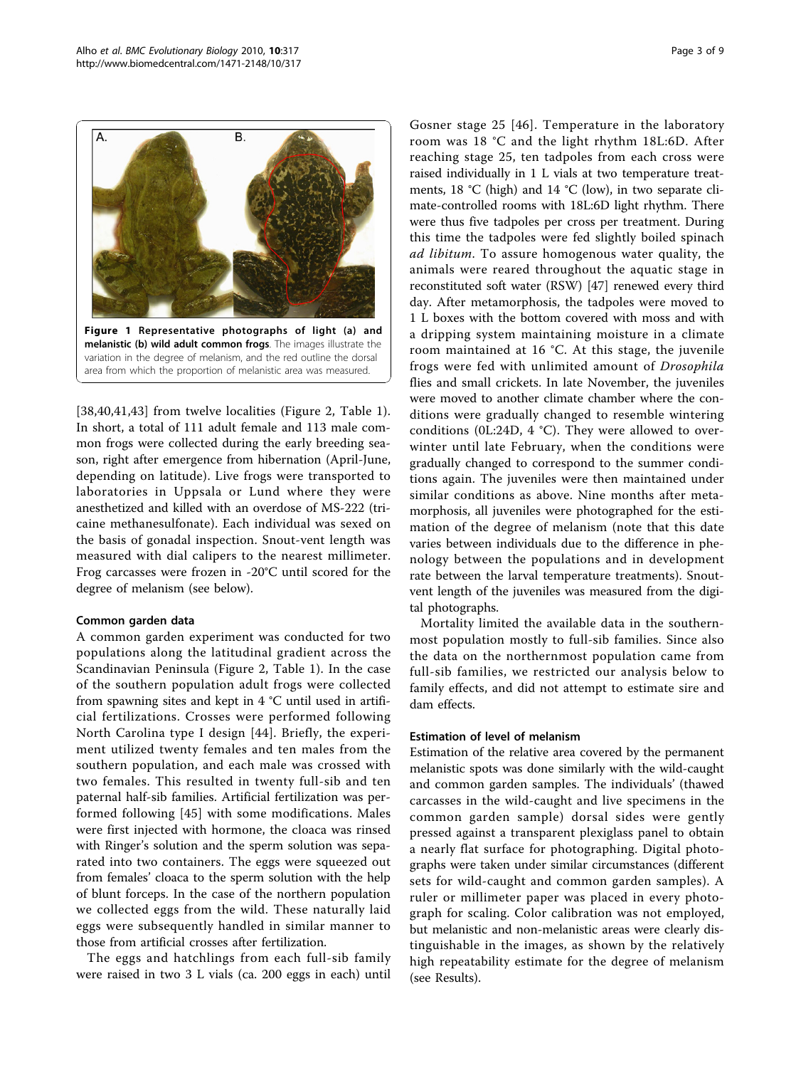**Figure 1 Representative photographs of light (a) and melanistic (b) wild adult common frogs**. The images illustrate the variation in the degree of melanism, and the red outline the dorsal area from which the proportion of melanistic area was measured.

[38,40,41,43] from twelve localities (Figure 2, Table 1). In short, a total of 111 adult female and 113 male common frogs were collected during the early breeding season, right after emergence from hibernation (April-June, depending on latitude). Live frogs were transported to laboratories in Uppsala or Lund where they were anesthetized and killed with an overdose of MS-222 (tricaine methanesulfonate). Each individual was sexed on the basis of gonadal inspection. Snout-vent length was measured with dial calipers to the nearest millimeter. Frog carcasses were frozen in -20°C until scored for the degree of melanism (see below).

### Common garden data

A common garden experiment was conducted for two populations along the latitudinal gradient across the Scandinavian Peninsula (Figure 2, Table 1). In the case of the southern population adult frogs were collected from spawning sites and kept in 4 °C until used in artificial fertilizations. Crosses were performed following North Carolina type I design [44]. Briefly, the experiment utilized twenty females and ten males from the southern population, and each male was crossed with two females. This resulted in twenty full-sib and ten paternal half-sib families. Artificial fertilization was performed following [45] with some modifications. Males were first injected with hormone, the cloaca was rinsed with Ringer's solution and the sperm solution was separated into two containers. The eggs were squeezed out from females' cloaca to the sperm solution with the help of blunt forceps. In the case of the northern population we collected eggs from the wild. These naturally laid eggs were subsequently handled in similar manner to those from artificial crosses after fertilization.

The eggs and hatchlings from each full-sib family were raised in two 3 L vials (ca. 200 eggs in each) until Gosner stage 25 [46]. Temperature in the laboratory room was 18 °C and the light rhythm 18L:6D. After reaching stage 25, ten tadpoles from each cross were raised individually in 1 L vials at two temperature treatments, 18 °C (high) and 14 °C (low), in two separate climate-controlled rooms with 18L:6D light rhythm. There were thus five tadpoles per cross per treatment. During this time the tadpoles were fed slightly boiled spinach *ad libitum*. To assure homogenous water quality, the animals were reared throughout the aquatic stage in reconstituted soft water (RSW) [47] renewed every third day. After metamorphosis, the tadpoles were moved to 1 L boxes with the bottom covered with moss and with a dripping system maintaining moisture in a climate room maintained at 16 °C. At this stage, the juvenile frogs were fed with unlimited amount of *Drosophila* flies and small crickets. In late November, the juveniles were moved to another climate chamber where the conditions were gradually changed to resemble wintering conditions (0L:24D, 4 °C). They were allowed to overwinter until late February, when the conditions were gradually changed to correspond to the summer conditions again. The juveniles were then maintained under similar conditions as above. Nine months after metamorphosis, all juveniles were photographed for the estimation of the degree of melanism (note that this date varies between individuals due to the difference in phenology between the populations and in development rate between the larval temperature treatments). Snout-vent length of the juveniles was measured from the digital photographs.

Mortality limited the available data in the southernmost population mostly to full-sib families. Since also the data on the northernmost population came from full-sib families, we restricted our analysis below to family effects, and did not attempt to estimate sire and dam effects.

### Estimation of level of melanism

Estimation of the relative area covered by the permanent melanistic spots was done similarly with the wild-caught and common garden samples. The individuals' (thawed carcasses in the wild-caught and live specimens in the common garden sample) dorsal sides were gently pressed against a transparent plexiglass panel to obtain a nearly flat surface for photographing. Digital photographs were taken under similar circumstances (different sets for wild-caught and common garden samples). A ruler or millimeter paper was placed in every photograph for scaling. Color calibration was not employed, but melanistic and non-melanistic areas were clearly distinguishable in the images, as shown by the relatively high repeatability estimate for the degree of melanism (see Results).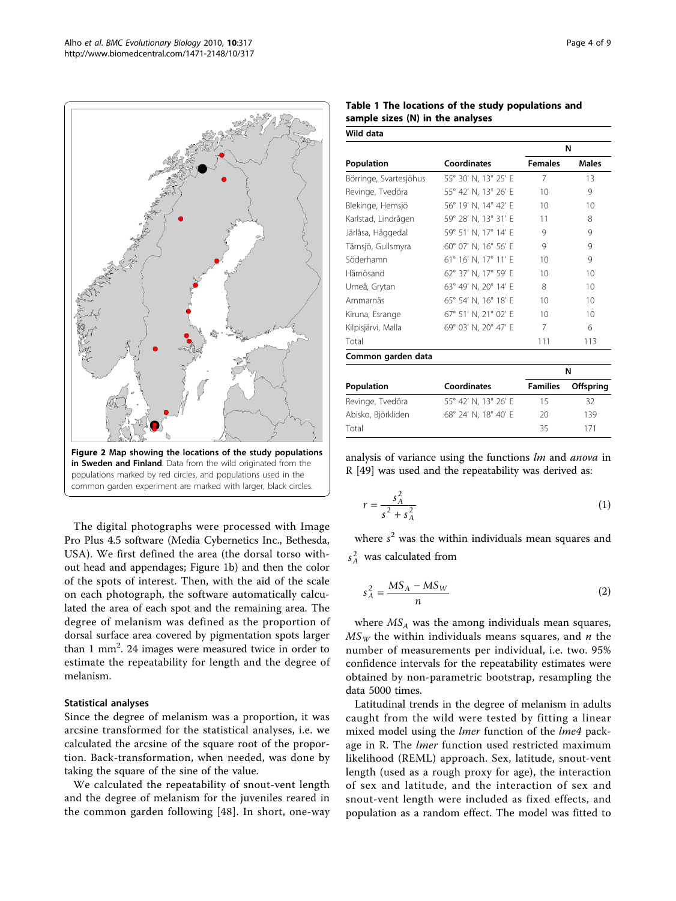Figure 2 Map showing the locations of the study populations in Sweden and Finland. Data from the wild originated from the populations marked by red circles, and populations used in the common garden experiment are marked with larger, black circles.

The digital photographs were processed with Image Pro Plus 4.5 software (Media Cybernetics Inc., Bethesda, USA). We first defined the area (the dorsal torso without head and appendages; Figure 1b) and then the color of the spots of interest. Then, with the aid of the scale on each photograph, the software automatically calculated the area of each spot and the remaining area. The degree of melanism was defined as the proportion of dorsal surface area covered by pigmentation spots larger than 1 mm$^2$. 24 images were measured twice in order to estimate the repeatability for length and the degree of melanism.

### Statistical analyses

Since the degree of melanism was a proportion, it was arcsine transformed for the statistical analyses, i.e. we calculated the arcsine of the square root of the proportion. Back-transformation, when needed, was done by taking the square of the sine of the value.

We calculated the repeatability of snout-vent length and the degree of melanism for the juveniles reared in the common garden following [48]. In short, one-way analysis of variance using the functions *lm* and *anova* in R [49] was used and the repeatability was derived as:

**Table 1 The locations of the study populations and sample sizes (N) in the analyses**

**Wild data**

| Population | Coordinates | N | |
|---|---|---|---|
| | | Females | Males |
| Börringe, Svartesjöhus | 55° 30' N, 13° 25' E | 7 | 13 |
| Revinge, Tvedöra | 55° 42' N, 13° 26' E | 10 | 9 |
| Blekinge, Hemsjö | 56° 19' N, 14° 42' E | 10 | 10 |
| Karlstad, Lindrågen | 59° 28' N, 13° 31' E | 11 | 8 |
| Järlåsa, Häggedal | 59° 51' N, 17° 14' E | 9 | 9 |
| Tärnsjö, Gullsmyra | 60° 07' N, 16° 56' E | 9 | 9 |
| Söderhamn | 61° 16' N, 17° 11' E | 10 | 9 |
| Härnösand | 62° 37' N, 17° 59' E | 10 | 10 |
| Umeå, Grytan | 63° 49' N, 20° 14' E | 8 | 10 |
| Ammarnäs | 65° 54' N, 16° 18' E | 10 | 10 |
| Kiruna, Esrange | 67° 51' N, 21° 02' E | 10 | 10 |
| Kilpisjärvi, Malla | 69° 03' N, 20° 47' E | 7 | 6 |
| Total | | 111 | 113 |

**Common garden data**

| Population | Coordinates | N | |
|---|---|---|---|
| | | Families | Offspring |
| Revinge, Tvedöra | 55° 42' N, 13° 26' E | 15 | 32 |
| Abisko, Björkliden | 68° 24' N, 18° 40' E | 20 | 139 |
| Total | | 35 | 171 |

$$r = \frac{s_A^2}{s^2 + s_A^2} \tag{1}$$

where $s^2$ was the within individuals mean squares and $s_A^2$ was calculated from

$$s_A^2 = \frac{MS_A - MS_W}{n} \tag{2}$$

where $MS_A$ was the among individuals mean squares, $MS_W$ the within individuals means squares, and $n$ the number of measurements per individual, i.e. two. 95% confidence intervals for the repeatability estimates were obtained by non-parametric bootstrap, resampling the data 5000 times.

Latitudinal trends in the degree of melanism in adults caught from the wild were tested by fitting a linear mixed model using the *lmer* function of the *lme4* package in R. The *lmer* function used restricted maximum likelihood (REML) approach. Sex, latitude, snout-vent length (used as a rough proxy for age), the interaction of sex and latitude, and the interaction of sex and snout-vent length were included as fixed effects, and population as a random effect. The model was fitted to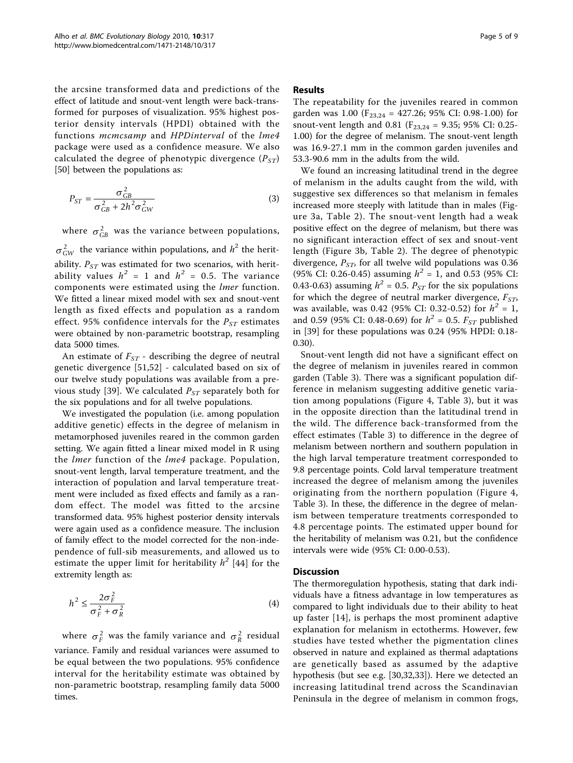the arcsine transformed data and predictions of the effect of latitude and snout-vent length were back-transformed for purposes of visualization. 95% highest posterior density intervals (HPDI) obtained with the functions *mcmcsamp* and *HPDinterval* of the *lme4* package were used as a confidence measure. We also calculated the degree of phenotypic divergence ($P_{ST}$) [50] between the populations as:

$$P_{ST} = \frac{\sigma^2_{GB}}{\sigma^2_{GB} + 2h^2\sigma^2_{GW}} \tag{3}$$

where $\sigma^2_{GB}$ was the variance between populations, $\sigma^2_{GW}$ the variance within populations, and $h^2$ the heritability. $P_{ST}$ was estimated for two scenarios, with heritability values $h^2 = 1$ and $h^2 = 0.5$. The variance components were estimated using the *lmer* function. We fitted a linear mixed model with sex and snout-vent length as fixed effects and population as a random effect. 95% confidence intervals for the $P_{ST}$ estimates were obtained by non-parametric bootstrap, resampling data 5000 times.

An estimate of $F_{ST}$ - describing the degree of neutral genetic divergence [51,52] - calculated based on six of our twelve study populations was available from a previous study [39]. We calculated $P_{ST}$ separately both for the six populations and for all twelve populations.

We investigated the population (i.e. among population additive genetic) effects in the degree of melanism in metamorphosed juveniles reared in the common garden setting. We again fitted a linear mixed model in R using the *lmer* function of the *lme4* package. Population, snout-vent length, larval temperature treatment, and the interaction of population and larval temperature treatment were included as fixed effects and family as a random effect. The model was fitted to the arcsine transformed data. 95% highest posterior density intervals were again used as a confidence measure. The inclusion of family effect to the model corrected for the non-independence of full-sib measurements, and allowed us to estimate the upper limit for heritability $h^2$ [44] for the extremity length as:

$$h^2 \leq \frac{2\sigma^2_F}{\sigma^2_F + \sigma^2_R} \tag{4}$$

where $\sigma^2_F$ was the family variance and $\sigma^2_R$ residual variance. Family and residual variances were assumed to be equal between the two populations. 95% confidence interval for the heritability estimate was obtained by non-parametric bootstrap, resampling family data 5000 times.

## Results

The repeatability for the juveniles reared in common garden was 1.00 ($F_{23,24} = 427.26$; 95% CI: 0.98-1.00) for snout-vent length and 0.81 ($F_{23,24} = 9.35$; 95% CI: 0.25-1.00) for the degree of melanism. The snout-vent length was 16.9-27.1 mm in the common garden juveniles and 53.3-90.6 mm in the adults from the wild.

We found an increasing latitudinal trend in the degree of melanism in the adults caught from the wild, with suggestive sex differences so that melanism in females increased more steeply with latitude than in males (Figure 3a, Table 2). The snout-vent length had a weak positive effect on the degree of melanism, but there was no significant interaction effect of sex and snout-vent length (Figure 3b, Table 2). The degree of phenotypic divergence, $P_{ST}$, for all twelve wild populations was 0.36 (95% CI: 0.26-0.45) assuming $h^2 = 1$, and 0.53 (95% CI: 0.43-0.63) assuming $h^2 = 0.5$. $P_{ST}$ for the six populations for which the degree of neutral marker divergence, $F_{ST}$, was available, was 0.42 (95% CI: 0.32-0.52) for $h^2 = 1$, and 0.59 (95% CI: 0.48-0.69) for $h^2 = 0.5$. $F_{ST}$ published in [39] for these populations was 0.24 (95% HPDI: 0.18-0.30).

Snout-vent length did not have a significant effect on the degree of melanism in juveniles reared in common garden (Table 3). There was a significant population difference in melanism suggesting additive genetic variation among populations (Figure 4, Table 3), but it was in the opposite direction than the latitudinal trend in the wild. The difference back-transformed from the effect estimates (Table 3) to difference in the degree of melanism between northern and southern population in the high larval temperature treatment corresponded to 9.8 percentage points. Cold larval temperature treatment increased the degree of melanism among the juveniles originating from the northern population (Figure 4, Table 3). In these, the difference in the degree of melanism between temperature treatments corresponded to 4.8 percentage points. The estimated upper bound for the heritability of melanism was 0.21, but the confidence intervals were wide (95% CI: 0.00-0.53).

## Discussion

The thermoregulation hypothesis, stating that dark individuals have a fitness advantage in low temperatures as compared to light individuals due to their ability to heat up faster [14], is perhaps the most prominent adaptive explanation for melanism in ectotherms. However, few studies have tested whether the pigmentation clines observed in nature and explained as thermal adaptations are genetically based as assumed by the adaptive hypothesis (but see e.g. [30,32,33]). Here we detected an increasing latitudinal trend across the Scandinavian Peninsula in the degree of melanism in common frogs,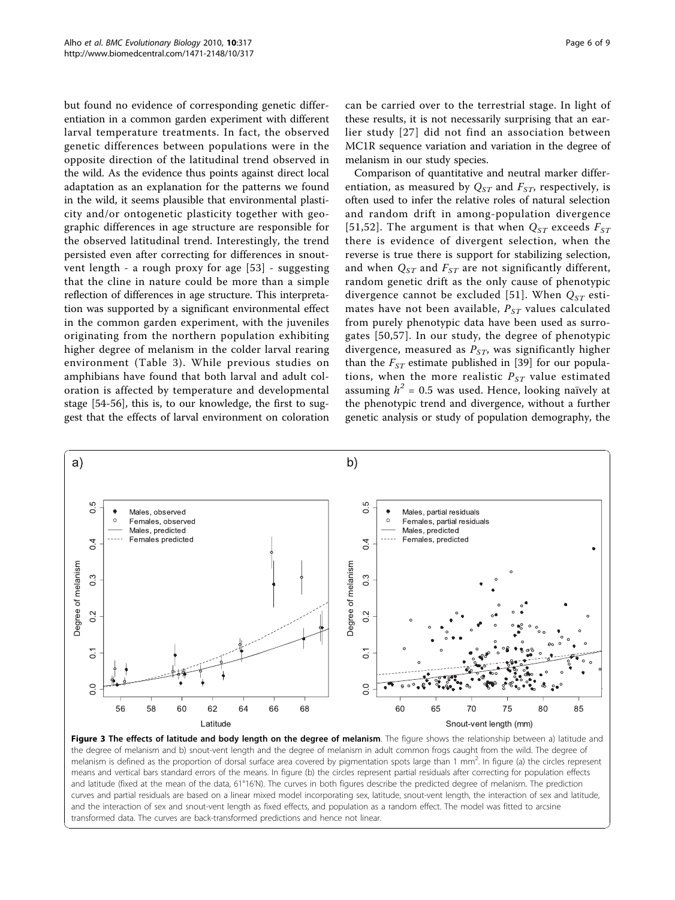but found no evidence of corresponding genetic differentiation in a common garden experiment with different larval temperature treatments. In fact, the observed genetic differences between populations were in the opposite direction of the latitudinal trend observed in the wild. As the evidence thus points against direct local adaptation as an explanation for the patterns we found in the wild, it seems plausible that environmental plasticity and/or ontogenetic plasticity together with geographic differences in age structure are responsible for the observed latitudinal trend. Interestingly, the trend persisted even after correcting for differences in snout-vent length - a rough proxy for age [53] - suggesting that the cline in nature could be more than a simple reflection of differences in age structure. This interpretation was supported by a significant environmental effect in the common garden experiment, with the juveniles originating from the northern population exhibiting higher degree of melanism in the colder larval rearing environment (Table 3). While previous studies on amphibians have found that both larval and adult coloration is affected by temperature and developmental stage [54-56], this is, to our knowledge, the first to suggest that the effects of larval environment on coloration can be carried over to the terrestrial stage. In light of these results, it is not necessarily surprising that an earlier study [27] did not find an association between MC1R sequence variation and variation in the degree of melanism in our study species.

Comparison of quantitative and neutral marker differentiation, as measured by $Q_{ST}$ and $F_{ST}$, respectively, is often used to infer the relative roles of natural selection and random drift in among-population divergence [51,52]. The argument is that when $Q_{ST}$ exceeds $F_{ST}$ there is evidence of divergent selection, when the reverse is true there is support for stabilizing selection, and when $Q_{ST}$ and $F_{ST}$ are not significantly different, random genetic drift as the only cause of phenotypic divergence cannot be excluded [51]. When $Q_{ST}$ estimates have not been available, $P_{ST}$ values calculated from purely phenotypic data have been used as surrogates [50,57]. In our study, the degree of phenotypic divergence, measured as $P_{ST}$, was significantly higher than the $F_{ST}$ estimate published in [39] for our populations, when the more realistic $P_{ST}$ value estimated assuming $h^2 = 0.5$ was used. Hence, looking naïvely at the phenotypic trend and divergence, without a further genetic analysis or study of population demography, the

**Figure 3 The effects of latitude and body length on the degree of melanism**. The figure shows the relationship between a) latitude and the degree of melanism and b) snout-vent length and the degree of melanism in adult common frogs caught from the wild. The degree of melanism is defined as the proportion of dorsal surface area covered by pigmentation spots large than 1 mm$^2$. In figure (a) the circles represent means and vertical bars standard errors of the means. In figure (b) the circles represent partial residuals after correcting for population effects and latitude (fixed at the mean of the data, 61°16'N). The curves in both figures describe the predicted degree of melanism. The prediction curves and partial residuals are based on a linear mixed model incorporating sex, latitude, snout-vent length, the interaction of sex and latitude, and the interaction of sex and snout-vent length as fixed effects, and population as a random effect. The model was fitted to arcsine transformed data. The curves are back-transformed predictions and hence not linear.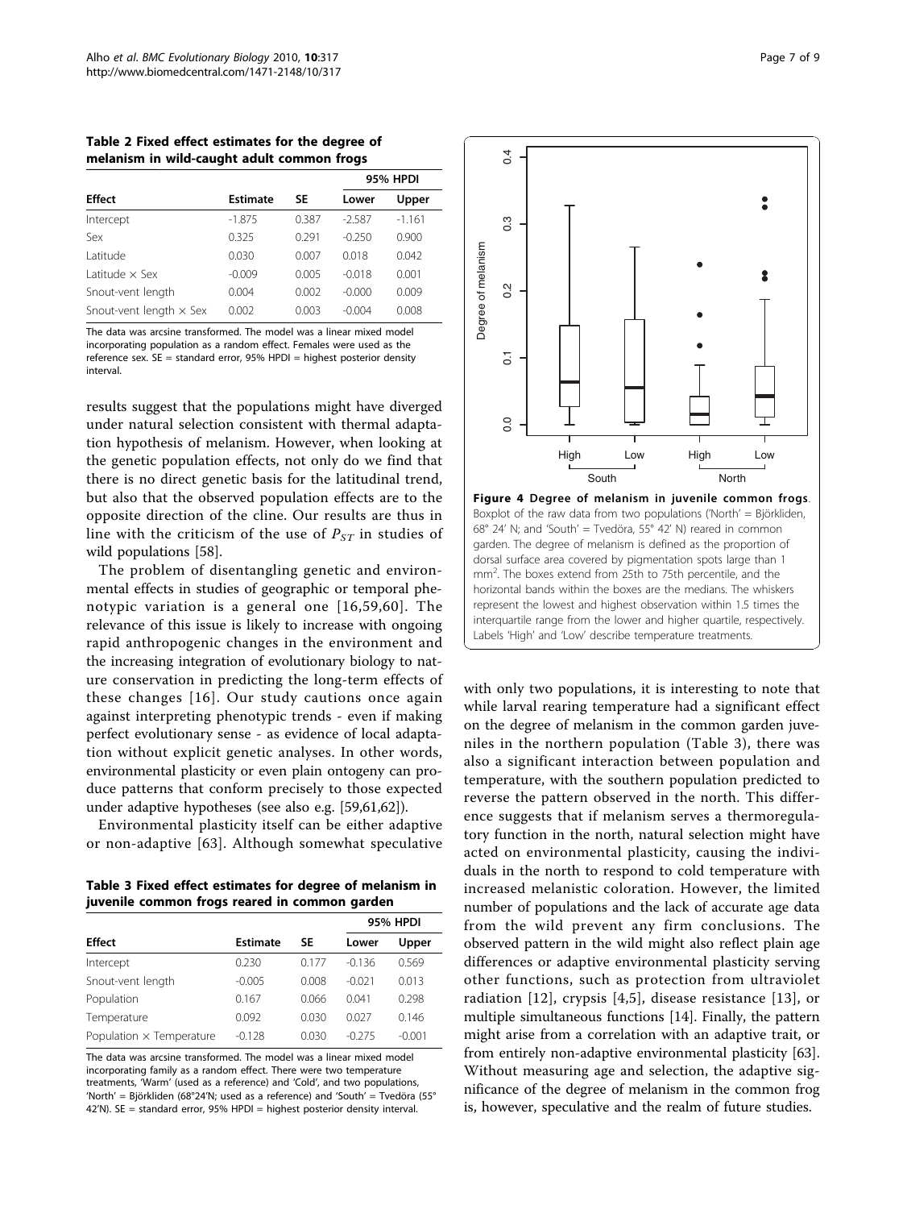**Table 2 Fixed effect estimates for the degree of melanism in wild-caught adult common frogs**

| Effect | Estimate | SE | 95% HPDI | |
|---|---|---|---|---|
| | | | Lower | Upper |
| Intercept | -1.875 | 0.387 | -2.587 | -1.161 |
| Sex | 0.325 | 0.291 | -0.250 | 0.900 |
| Latitude | 0.030 | 0.007 | 0.018 | 0.042 |
| Latitude × Sex | -0.009 | 0.005 | -0.018 | 0.001 |
| Snout-vent length | 0.004 | 0.002 | -0.000 | 0.009 |
| Snout-vent length × Sex | 0.002 | 0.003 | -0.004 | 0.008 |

The data was arcsine transformed. The model was a linear mixed model incorporating population as a random effect. Females were used as the reference sex. SE = standard error, 95% HPDI = highest posterior density interval.

results suggest that the populations might have diverged under natural selection consistent with thermal adaptation hypothesis of melanism. However, when looking at the genetic population effects, not only do we find that there is no direct genetic basis for the latitudinal trend, but also that the observed population effects are to the opposite direction of the cline. Our results are thus in line with the criticism of the use of $P_{ST}$ in studies of wild populations [58].

The problem of disentangling genetic and environmental effects in studies of geographic or temporal phenotypic variation is a general one [16,59,60]. The relevance of this issue is likely to increase with ongoing rapid anthropogenic changes in the environment and the increasing integration of evolutionary biology to nature conservation in predicting the long-term effects of these changes [16]. Our study cautions once again against interpreting phenotypic trends - even if making perfect evolutionary sense - as evidence of local adaptation without explicit genetic analyses. In other words, environmental plasticity or even plain ontogeny can produce patterns that conform precisely to those expected under adaptive hypotheses (see also e.g. [59,61,62]).

Environmental plasticity itself can be either adaptive or non-adaptive [63]. Although somewhat speculative

**Table 3 Fixed effect estimates for degree of melanism in juvenile common frogs reared in common garden**

| Effect | Estimate | SE | 95% HPDI | |
|---|---|---|---|---|
| | | | Lower | Upper |
| Intercept | 0.230 | 0.177 | -0.136 | 0.569 |
| Snout-vent length | -0.005 | 0.008 | -0.021 | 0.013 |
| Population | 0.167 | 0.066 | 0.041 | 0.298 |
| Temperature | 0.092 | 0.030 | 0.027 | 0.146 |
| Population × Temperature | -0.128 | 0.030 | -0.275 | -0.001 |

The data was arcsine transformed. The model was a linear mixed model incorporating family as a random effect. There were two temperature treatments, 'Warm' (used as a reference) and 'Cold', and two populations, 'North' = Björkliden (68°24'N; used as a reference) and 'South' = Tvedöra (55° 42'N). SE = standard error, 95% HPDI = highest posterior density interval.

**Figure 4 Degree of melanism in juvenile common frogs**. Boxplot of the raw data from two populations ('North' = Björkliden, 68° 24' N; and 'South' = Tvedöra, 55° 42' N) reared in common garden. The degree of melanism is defined as the proportion of dorsal surface area covered by pigmentation spots large than 1 mm². The boxes extend from 25th to 75th percentile, and the horizontal bands within the boxes are the medians. The whiskers represent the lowest and highest observation within 1.5 times the interquartile range from the lower and higher quartile, respectively. Labels 'High' and 'Low' describe temperature treatments.

with only two populations, it is interesting to note that while larval rearing temperature had a significant effect on the degree of melanism in the common garden juveniles in the northern population (Table 3), there was also a significant interaction between population and temperature, with the southern population predicted to reverse the pattern observed in the north. This difference suggests that if melanism serves a thermoregulatory function in the north, natural selection might have acted on environmental plasticity, causing the individuals in the north to respond to cold temperature with increased melanistic coloration. However, the limited number of populations and the lack of accurate age data from the wild prevent any firm conclusions. The observed pattern in the wild might also reflect plain age differences or adaptive environmental plasticity serving other functions, such as protection from ultraviolet radiation [12], crypsis [4,5], disease resistance [13], or multiple simultaneous functions [14]. Finally, the pattern might arise from a correlation with an adaptive trait, or from entirely non-adaptive environmental plasticity [63]. Without measuring age and selection, the adaptive significance of the degree of melanism in the common frog is, however, speculative and the realm of future studies.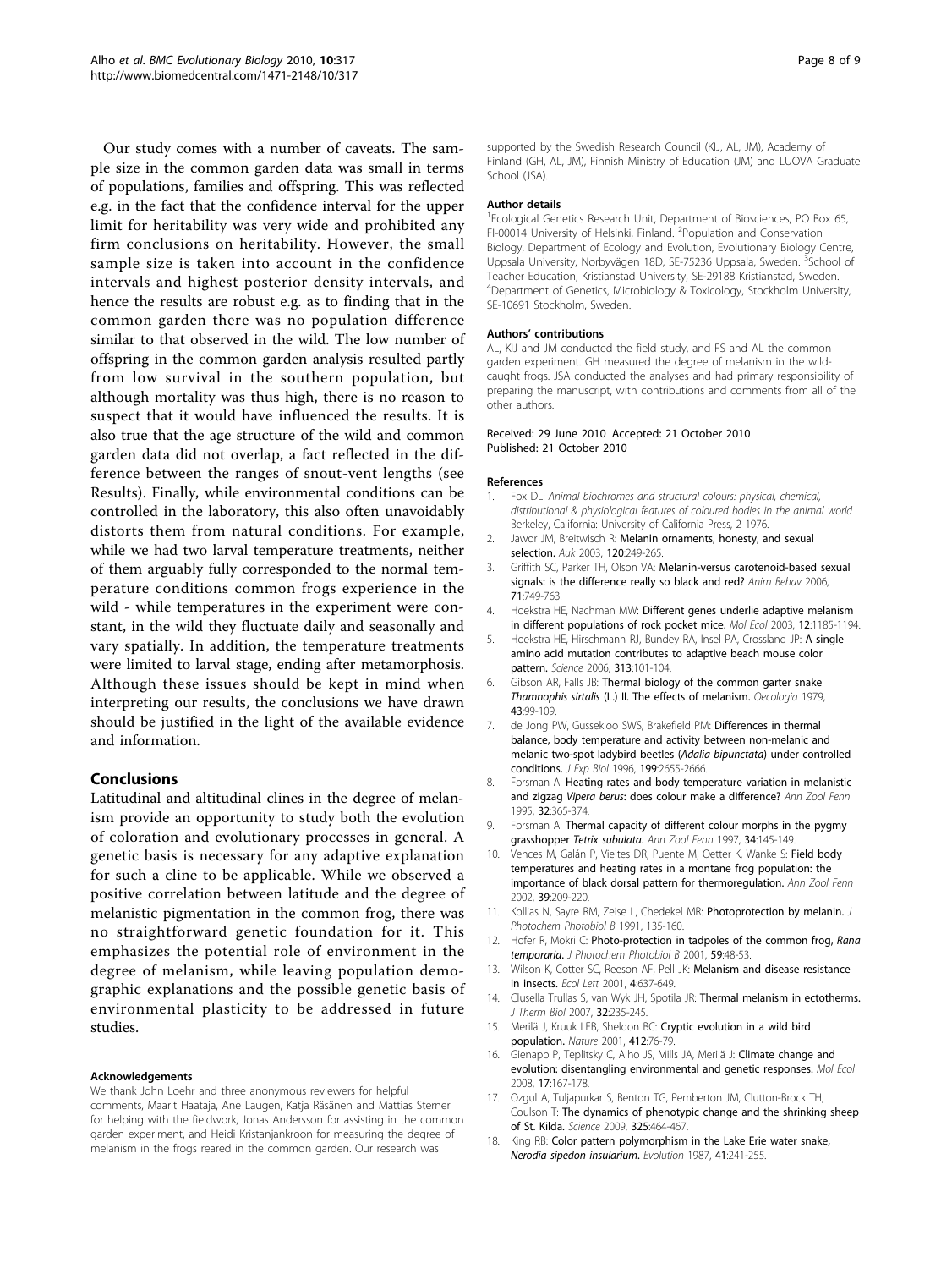Our study comes with a number of caveats. The sample size in the common garden data was small in terms of populations, families and offspring. This was reflected e.g. in the fact that the confidence interval for the upper limit for heritability was very wide and prohibited any firm conclusions on heritability. However, the small sample size is taken into account in the confidence intervals and highest posterior density intervals, and hence the results are robust e.g. as to finding that in the common garden there was no population difference similar to that observed in the wild. The low number of offspring in the common garden analysis resulted partly from low survival in the southern population, but although mortality was thus high, there is no reason to suspect that it would have influenced the results. It is also true that the age structure of the wild and common garden data did not overlap, a fact reflected in the difference between the ranges of snout-vent lengths (see Results). Finally, while environmental conditions can be controlled in the laboratory, this also often unavoidably distorts them from natural conditions. For example, while we had two larval temperature treatments, neither of them arguably fully corresponded to the normal temperature conditions common frogs experience in the wild - while temperatures in the experiment were constant, in the wild they fluctuate daily and seasonally and vary spatially. In addition, the temperature treatments were limited to larval stage, ending after metamorphosis. Although these issues should be kept in mind when interpreting our results, the conclusions we have drawn should be justified in the light of the available evidence and information.

## Conclusions

Latitudinal and altitudinal clines in the degree of melanism provide an opportunity to study both the evolution of coloration and evolutionary processes in general. A genetic basis is necessary for any adaptive explanation for such a cline to be applicable. While we observed a positive correlation between latitude and the degree of melanistic pigmentation in the common frog, there was no straightforward genetic foundation for it. This emphasizes the potential role of environment in the degree of melanism, while leaving population demographic explanations and the possible genetic basis of environmental plasticity to be addressed in future studies.

#### Acknowledgements

We thank John Loehr and three anonymous reviewers for helpful comments, Maarit Haataja, Ane Laugen, Katja Räsänen and Mattias Sterner for helping with the fieldwork, Jonas Andersson for assisting in the common garden experiment, and Heidi Kristanjankroon for measuring the degree of melanism in the frogs reared in the common garden. Our research was supported by the Swedish Research Council (KIJ, AL, JM), Academy of Finland (GH, AL, JM), Finnish Ministry of Education (JM) and LUOVA Graduate School (JSA).

#### Author details

[1]Ecological Genetics Research Unit, Department of Biosciences, PO Box 65, FI-00014 University of Helsinki, Finland. [2]Population and Conservation Biology, Department of Ecology and Evolution, Evolutionary Biology Centre, Uppsala University, Norbyvägen 18D, SE-75236 Uppsala, Sweden. [3]School of Teacher Education, Kristianstad University, SE-29188 Kristianstad, Sweden. [4]Department of Genetics, Microbiology & Toxicology, Stockholm University, SE-10691 Stockholm, Sweden.

#### Authors' contributions

AL, KIJ and JM conducted the field study, and FS and AL the common garden experiment. GH measured the degree of melanism in the wild-caught frogs. JSA conducted the analyses and had primary responsibility of preparing the manuscript, with contributions and comments from all of the other authors.

Received: 29 June 2010 Accepted: 21 October 2010
Published: 21 October 2010

#### References

1. Fox DL: *Animal biochromes and structural colours: physical, chemical, distributional & physiological features of coloured bodies in the animal world* Berkeley, California: University of California Press, 2 1976.
2. Jawor JM, Breitwisch R: **Melanin ornaments, honesty, and sexual selection.** *Auk* 2003, **120**:249-265.
3. Griffith SC, Parker TH, Olson VA: **Melanin-versus carotenoid-based sexual signals: is the difference really so black and red?** *Anim Behav* 2006, **71**:749-763.
4. Hoekstra HE, Nachman MW: **Different genes underlie adaptive melanism in different populations of rock pocket mice.** *Mol Ecol* 2003, **12**:1185-1194.
5. Hoekstra HE, Hirschmann RJ, Bundey RA, Insel PA, Crossland JP: **A single amino acid mutation contributes to adaptive beach mouse color pattern.** *Science* 2006, **313**:101-104.
6. Gibson AR, Falls JB: **Thermal biology of the common garter snake *Thamnophis sirtalis* (L.) II. The effects of melanism.** *Oecologia* 1979, **43**:99-109.
7. de Jong PW, Gussekloo SWS, Brakefield PM: **Differences in thermal balance, body temperature and activity between non-melanic and melanic two-spot ladybird beetles (*Adalia bipunctata*) under controlled conditions.** *J Exp Biol* 1996, **199**:2655-2666.
8. Forsman A: **Heating rates and body temperature variation in melanistic and zigzag *Vipera berus*: does colour make a difference?** *Ann Zool Fenn* 1995, **32**:365-374.
9. Forsman A: **Thermal capacity of different colour morphs in the pygmy grasshopper *Tetrix subulata*.** *Ann Zool Fenn* 1997, **34**:145-149.
10. Vences M, Galán P, Vieites DR, Puente M, Oetter K, Wanke S: **Field body temperatures and heating rates in a montane frog population: the importance of black dorsal pattern for thermoregulation.** *Ann Zool Fenn* 2002, **39**:209-220.
11. Kollias N, Sayre RM, Zeise L, Chedekel MR: **Photoprotection by melanin.** *J Photochem Photobiol B* 1991, 135-160.
12. Hofer R, Mokri C: **Photo-protection in tadpoles of the common frog, *Rana temporaria*.** *J Photochem Photobiol B* 2001, **59**:48-53.
13. Wilson K, Cotter SC, Reeson AF, Pell JK: **Melanism and disease resistance in insects.** *Ecol Lett* 2001, **4**:637-649.
14. Clusella Trullas S, van Wyk JH, Spotila JR: **Thermal melanism in ectotherms.** *J Therm Biol* 2007, **32**:235-245.
15. Merilä J, Kruuk LEB, Sheldon BC: **Cryptic evolution in a wild bird population.** *Nature* 2001, **412**:76-79.
16. Gienapp P, Teplitsky C, Alho JS, Mills JA, Merilä J: **Climate change and evolution: disentangling environmental and genetic responses.** *Mol Ecol* 2008, **17**:167-178.
17. Ozgul A, Tuljapurkar S, Benton TG, Pemberton JM, Clutton-Brock TH, Coulson T: **The dynamics of phenotypic change and the shrinking sheep of St. Kilda.** *Science* 2009, **325**:464-467.
18. King RB: **Color pattern polymorphism in the Lake Erie water snake, *Nerodia sipedon insularium*.** *Evolution* 1987, **41**:241-255.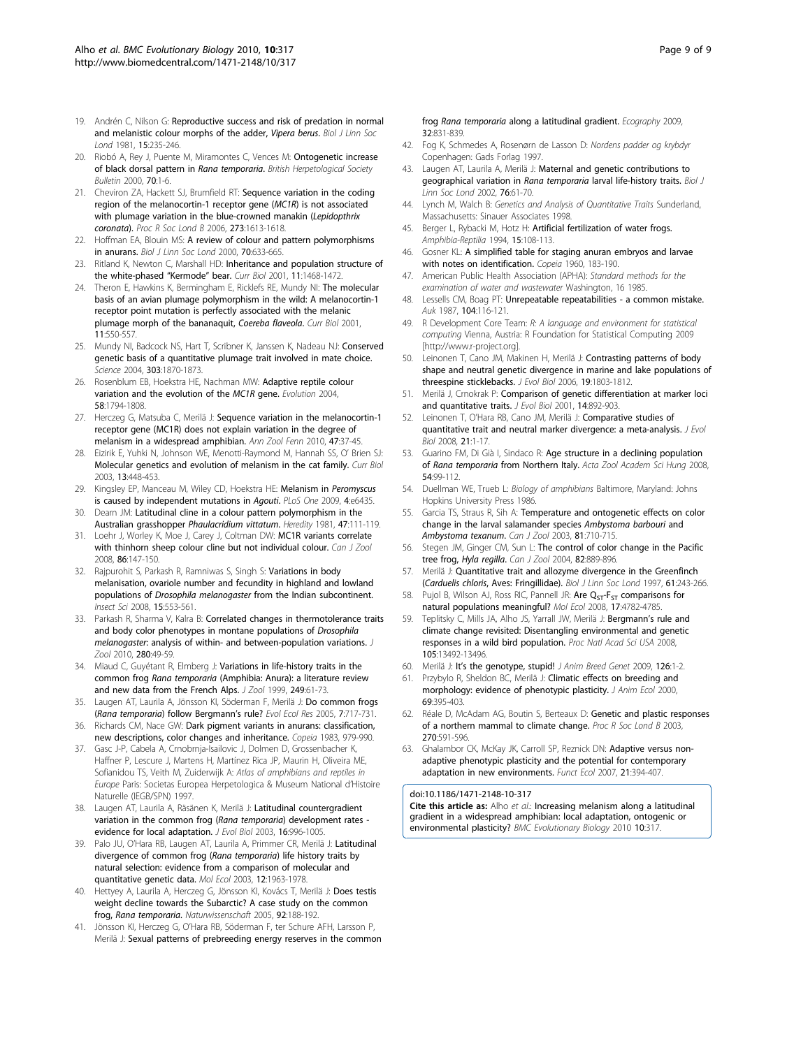19. Andrén C, Nilson G: **Reproductive success and risk of predation in normal and melanistic colour morphs of the adder, *Vipera berus*.** *Biol J Linn Soc Lond* 1981, **15**:235-246.
20. Riobó A, Rey J, Puente M, Miramontes C, Vences M: **Ontogenetic increase of black dorsal pattern in *Rana temporaria*.** *British Herpetological Society Bulletin* 2000, **70**:1-6.
21. Cheviron ZA, Hackett SJ, Brumfield RT: **Sequence variation in the coding region of the melanocortin-1 receptor gene (*MC1R*) is not associated with plumage variation in the blue-crowned manakin (*Lepidopthrix coronata*).** *Proc R Soc Lond B* 2006, **273**:1613-1618.
22. Hoffman EA, Blouin MS: **A review of colour and pattern polymorphisms in anurans.** *Biol J Linn Soc Lond* 2000, **70**:633-665.
23. Ritland K, Newton C, Marshall HD: **Inheritance and population structure of the white-phased "Kermode" bear.** *Curr Biol* 2001, **11**:1468-1472.
24. Theron E, Hawkins K, Bermingham E, Ricklefs RE, Mundy NI: **The molecular basis of an avian plumage polymorphism in the wild: A melanocortin-1 receptor point mutation is perfectly associated with the melanic plumage morph of the bananaquit, *Coereba flaveola*.** *Curr Biol* 2001, **11**:550-557.
25. Mundy NI, Badcock NS, Hart T, Scribner K, Janssen K, Nadeau NJ: **Conserved genetic basis of a quantitative plumage trait involved in mate choice.** *Science* 2004, **303**:1870-1873.
26. Rosenblum EB, Hoekstra HE, Nachman MW: **Adaptive reptile colour variation and the evolution of the *MC1R* gene.** *Evolution* 2004, **58**:1794-1808.
27. Herczeg G, Matsuba C, Merilä J: **Sequence variation in the melanocortin-1 receptor gene (MC1R) does not explain variation in the degree of melanism in a widespread amphibian.** *Ann Zool Fenn* 2010, **47**:37-45.
28. Eizirik E, Yuhki N, Johnson WE, Menotti-Raymond M, Hannah SS, O' Brien SJ: **Molecular genetics and evolution of melanism in the cat family.** *Curr Biol* 2003, **13**:448-453.
29. Kingsley EP, Manceau M, Wiley CD, Hoekstra HE: **Melanism in *Peromyscus* is caused by independent mutations in *Agouti*.** *PLoS One* 2009, **4**:e6435.
30. Dearn JM: **Latitudinal cline in a colour pattern polymorphism in the Australian grasshopper *Phaulacridium vittatum*.** *Heredity* 1981, **47**:111-119.
31. Loehr J, Worley K, Moe J, Carey J, Coltman DW: **MC1R variants correlate with thinhorn sheep colour cline but not individual colour.** *Can J Zool* 2008, **86**:147-150.
32. Rajpurohit S, Parkash R, Ramniwas S, Singh S: **Variations in body melanisation, ovariole number and fecundity in highland and lowland populations of *Drosophila melanogaster* from the Indian subcontinent.** *Insect Sci* 2008, **15**:553-561.
33. Parkash R, Sharma V, Kalra B: **Correlated changes in thermotolerance traits and body color phenotypes in montane populations of *Drosophila melanogaster*: analysis of within- and between-population variations.** *J Zool* 2010, **280**:49-59.
34. Miaud C, Guyétant R, Elmberg J: **Variations in life-history traits in the common frog *Rana temporaria* (Amphibia: Anura): a literature review and new data from the French Alps.** *J Zool* 1999, **249**:61-73.
35. Laugen AT, Laurila A, Jönsson KI, Söderman F, Merilä J: **Do common frogs (*Rana temporaria*) follow Bergmann's rule?** *Evol Ecol Res* 2005, **7**:717-731.
36. Richards CM, Nace GW: **Dark pigment variants in anurans: classification, new descriptions, color changes and inheritance.** *Copeia* 1983, 979-990.
37. Gasc J-P, Cabela A, Crnobrnja-Isailovic J, Dolmen D, Grossenbacher K, Haffner P, Lescure J, Martens H, Martínez Rica JP, Maurin H, Oliveira ME, Sofianidou TS, Veith M, Zuiderwijk A: *Atlas of amphibians and reptiles in Europe* Paris: Societas Europea Herpetologica & Museum National d'Histoire Naturelle (IEGB/SPN) 1997.
38. Laugen AT, Laurila A, Räsänen K, Merilä J: **Latitudinal countergradient variation in the common frog (*Rana temporaria*) development rates - evidence for local adaptation.** *J Evol Biol* 2003, **16**:996-1005.
39. Palo JU, O'Hara RB, Laugen AT, Laurila A, Primmer CR, Merilä J: **Latitudinal divergence of common frog (*Rana temporaria*) life history traits by natural selection: evidence from a comparison of molecular and quantitative genetic data.** *Mol Ecol* 2003, **12**:1963-1978.
40. Hettyey A, Laurila A, Herczeg G, Jönsson KI, Kovács T, Merilä J: **Does testis weight decline towards the Subarctic? A case study on the common frog, *Rana temporaria*.** *Naturwissenschaft* 2005, **92**:188-192.
41. Jönsson KI, Herczeg G, O'Hara RB, Söderman F, ter Schure AFH, Larsson P, Merilä J: **Sexual patterns of prebreeding energy reserves in the common frog *Rana temporaria* along a latitudinal gradient.** *Ecography* 2009, **32**:831-839.
42. Fog K, Schmedes A, Rosenørn de Lasson D: *Nordens padder og krybdyr* Copenhagen: Gads Forlag 1997.
43. Laugen AT, Laurila A, Merilä J: **Maternal and genetic contributions to geographical variation in *Rana temporaria* larval life-history traits.** *Biol J Linn Soc Lond* 2002, **76**:61-70.
44. Lynch M, Walch B: *Genetics and Analysis of Quantitative Traits* Sunderland, Massachusetts: Sinauer Associates 1998.
45. Berger L, Rybacki M, Hotz H: **Artificial fertilization of water frogs.** *Amphibia-Reptilia* 1994, **15**:108-113.
46. Gosner KL: **A simplified table for staging anuran embryos and larvae with notes on identification.** *Copeia* 1960, 183-190.
47. American Public Health Association (APHA): *Standard methods for the examination of water and wastewater* Washington, 16 1985.
48. Lessells CM, Boag PT: **Unrepeatable repeatabilities - a common mistake.** *Auk* 1987, **104**:116-121.
49. R Development Core Team: *R: A language and environment for statistical computing* Vienna, Austria: R Foundation for Statistical Computing 2009 [http://www.r-project.org].
50. Leinonen T, Cano JM, Makinen H, Merilä J: **Contrasting patterns of body shape and neutral genetic divergence in marine and lake populations of threespine sticklebacks.** *J Evol Biol* 2006, **19**:1803-1812.
51. Merilä J, Crnokrak P: **Comparison of genetic differentiation at marker loci and quantitative traits.** *J Evol Biol* 2001, **14**:892-903.
52. Leinonen T, O'Hara RB, Cano JM, Merilä J: **Comparative studies of quantitative trait and neutral marker divergence: a meta-analysis.** *J Evol Biol* 2008, **21**:1-17.
53. Guarino FM, Di Già I, Sindaco R: **Age structure in a declining population of *Rana temporaria* from Northern Italy.** *Acta Zool Academ Sci Hung* 2008, **54**:99-112.
54. Duellman WE, Trueb L: *Biology of amphibians* Baltimore, Maryland: Johns Hopkins University Press 1986.
55. Garcia TS, Straus R, Sih A: **Temperature and ontogenetic effects on color change in the larval salamander species *Ambystoma barbouri* and *Ambystoma texanum*.** *Can J Zool* 2003, **81**:710-715.
56. Stegen JM, Ginger CM, Sun L: **The control of color change in the Pacific tree frog, *Hyla regilla*.** *Can J Zool* 2004, **82**:889-896.
57. Merilä J: **Quantitative trait and allozyme divergence in the Greenfinch (*Carduelis chloris*, Aves: Fringillidae).** *Biol J Linn Soc Lond* 1997, **61**:243-266.
58. Pujol B, Wilson AJ, Ross RIC, Pannell JR: **Are $Q_{ST}$-$F_{ST}$ comparisons for natural populations meaningful?** *Mol Ecol* 2008, **17**:4782-4785.
59. Teplitsky C, Mills JA, Alho JS, Yarrall JW, Merilä J: **Bergmann's rule and climate change revisited: Disentangling environmental and genetic responses in a wild bird population.** *Proc Natl Acad Sci USA* 2008, **105**:13492-13496.
60. Merilä J: **It's the genotype, stupid!** *J Anim Breed Genet* 2009, **126**:1-2.
61. Przybylo R, Sheldon BC, Merilä J: **Climatic effects on breeding and morphology: evidence of phenotypic plasticity.** *J Anim Ecol* 2000, **69**:395-403.
62. Réale D, McAdam AG, Boutin S, Berteaux D: **Genetic and plastic responses of a northern mammal to climate change.** *Proc R Soc Lond B* 2003, **270**:591-596.
63. Ghalambor CK, McKay JK, Carroll SP, Reznick DN: **Adaptive versus non-adaptive phenotypic plasticity and the potential for contemporary adaptation in new environments.** *Funct Ecol* 2007, **21**:394-407.

doi:10.1186/1471-2148-10-317

**Cite this article as:** Alho *et al.*: Increasing melanism along a latitudinal gradient in a widespread amphibian: local adaptation, ontogenic or environmental plasticity? *BMC Evolutionary Biology* 2010 **10**:317.